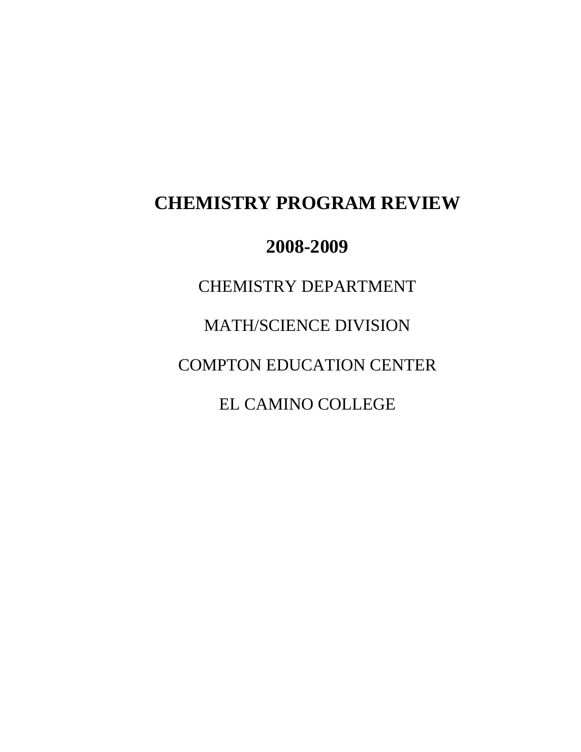# CHEMISTRY PROGRAM REVIEW

## 2008-2009

CHEMISTRY DEPARTMENT

MATH/SCIENCE DIVISION

COMPTON EDUCATION CENTER

EL CAMINO COLLEGE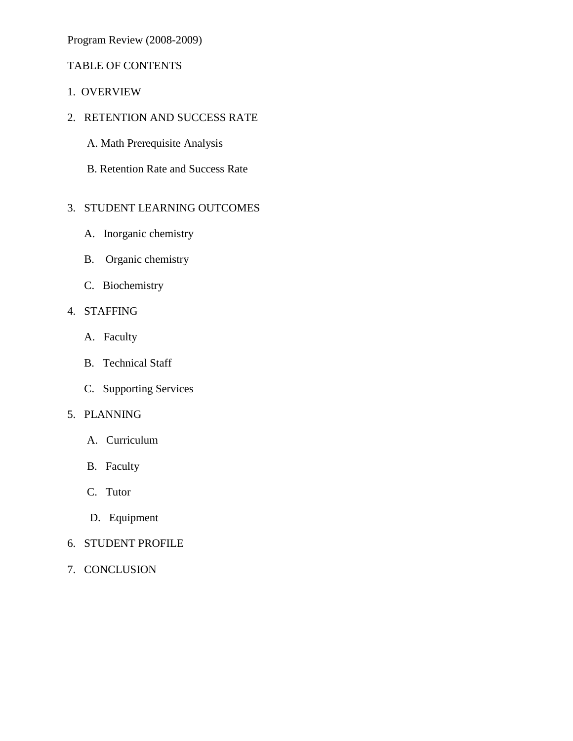Program Review (2008-2009)

TABLE OF CONTENTS

1. OVERVIEW

2. RETENTION AND SUCCESS RATE

   A. Math Prerequisite Analysis

   B. Retention Rate and Success Rate

3. STUDENT LEARNING OUTCOMES

   A. Inorganic chemistry

   B. Organic chemistry

   C. Biochemistry

4. STAFFING

   A. Faculty

   B. Technical Staff

   C. Supporting Services

5. PLANNING

   A. Curriculum

   B. Faculty

   C. Tutor

   D. Equipment

6. STUDENT PROFILE

7. CONCLUSION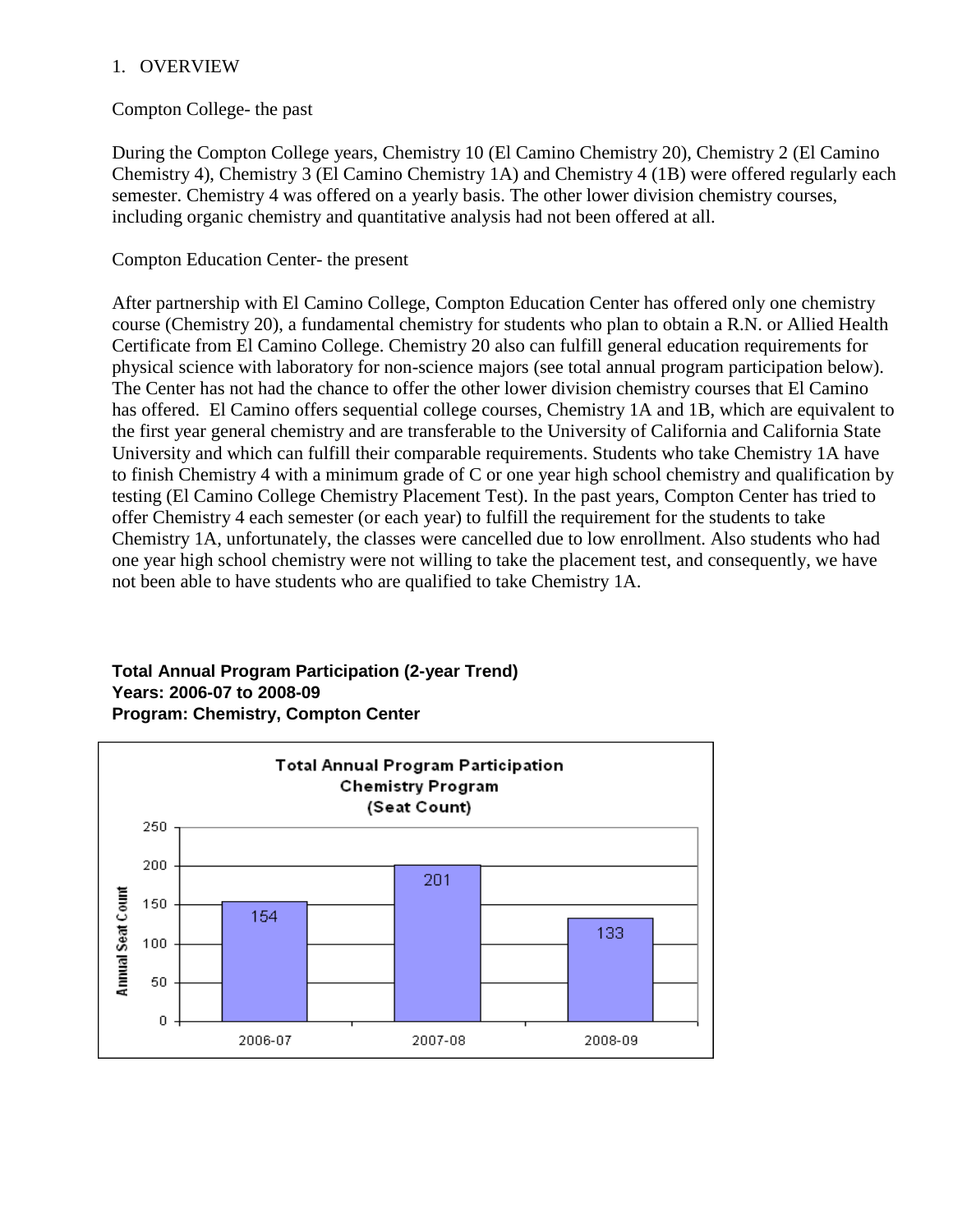1. OVERVIEW

Compton College- the past

During the Compton College years, Chemistry 10 (El Camino Chemistry 20), Chemistry 2 (El Camino Chemistry 4), Chemistry 3 (El Camino Chemistry 1A) and Chemistry 4 (1B) were offered regularly each semester. Chemistry 4 was offered on a yearly basis. The other lower division chemistry courses, including organic chemistry and quantitative analysis had not been offered at all.

Compton Education Center- the present

After partnership with El Camino College, Compton Education Center has offered only one chemistry course (Chemistry 20), a fundamental chemistry for students who plan to obtain a R.N. or Allied Health Certificate from El Camino College. Chemistry 20 also can fulfill general education requirements for physical science with laboratory for non-science majors (see total annual program participation below). The Center has not had the chance to offer the other lower division chemistry courses that El Camino has offered. El Camino offers sequential college courses, Chemistry 1A and 1B, which are equivalent to the first year general chemistry and are transferable to the University of California and California State University and which can fulfill their comparable requirements. Students who take Chemistry 1A have to finish Chemistry 4 with a minimum grade of C or one year high school chemistry and qualification by testing (El Camino College Chemistry Placement Test). In the past years, Compton Center has tried to offer Chemistry 4 each semester (or each year) to fulfill the requirement for the students to take Chemistry 1A, unfortunately, the classes were cancelled due to low enrollment. Also students who had one year high school chemistry were not willing to take the placement test, and consequently, we have not been able to have students who are qualified to take Chemistry 1A.

**Total Annual Program Participation (2-year Trend)**
**Years: 2006-07 to 2008-09**
**Program: Chemistry, Compton Center**

**Total Annual Program Participation Chemistry Program (Seat Count)**

| Year | Annual Seat Count |
|---|---|
| 2006-07 | 154 |
| 2007-08 | 201 |
| 2008-09 | 133 |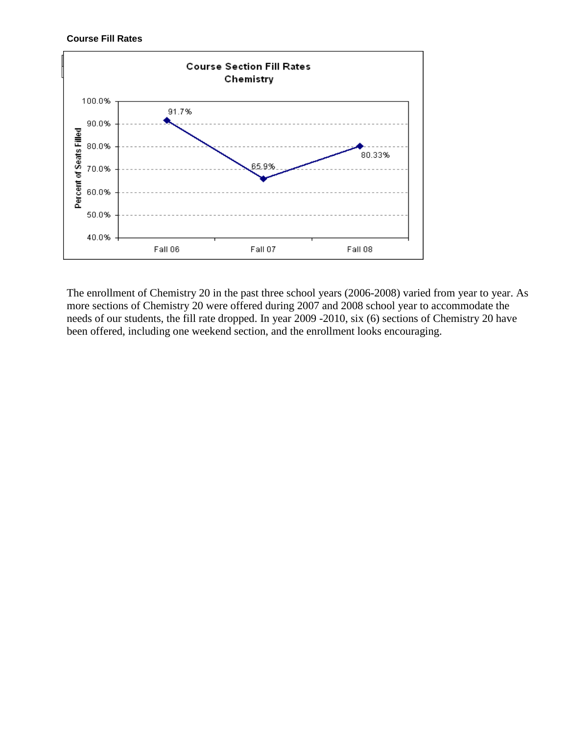**Course Fill Rates**

**Course Section Fill Rates**
**Chemistry**

| | Fall 06 | Fall 07 | Fall 08 |
|---|---|---|---|
| Percent of Seats Filled | 91.7% | 65.9% | 80.33% |

The enrollment of Chemistry 20 in the past three school years (2006-2008) varied from year to year. As more sections of Chemistry 20 were offered during 2007 and 2008 school year to accommodate the needs of our students, the fill rate dropped. In year 2009 -2010, six (6) sections of Chemistry 20 have been offered, including one weekend section, and the enrollment looks encouraging.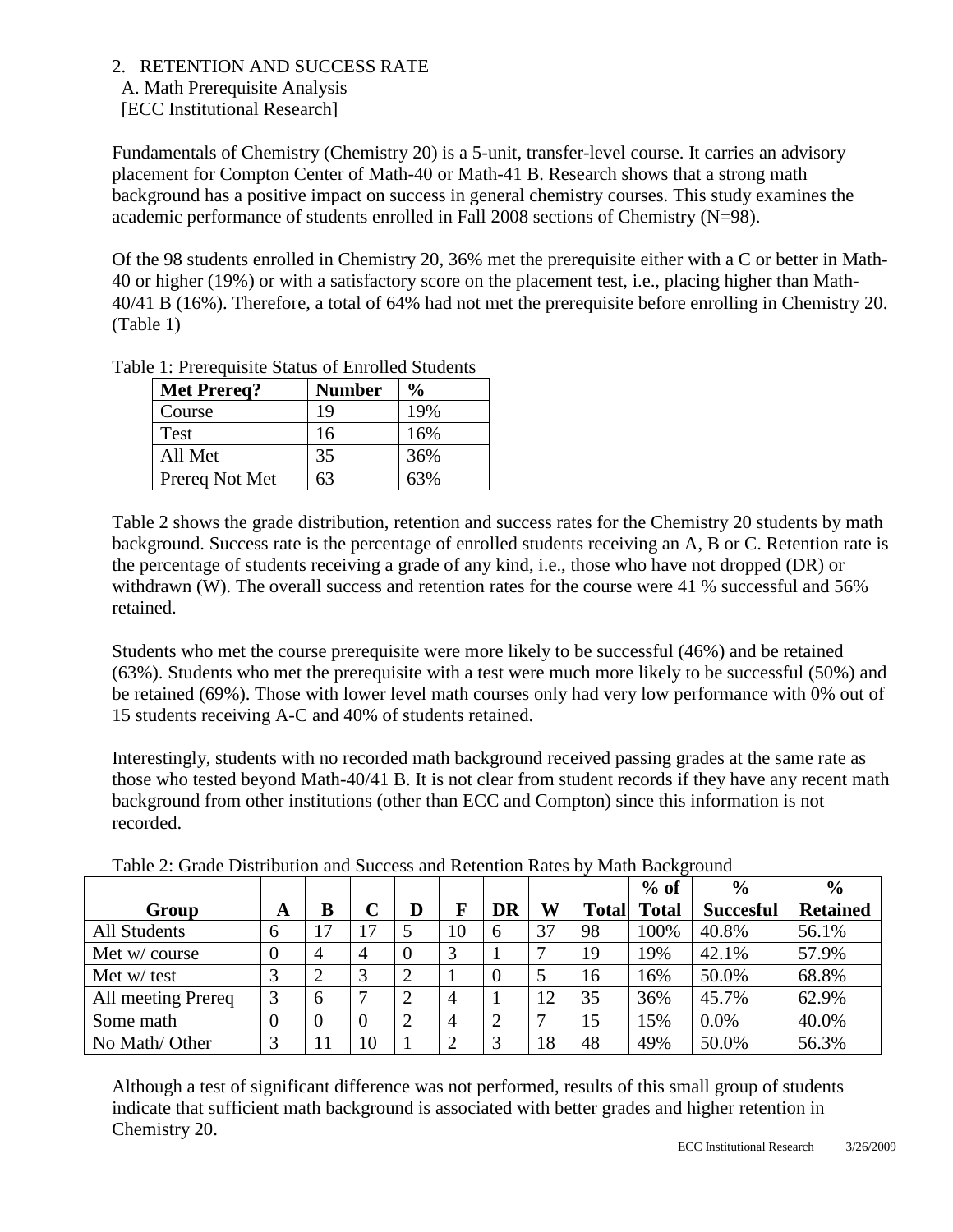2. RETENTION AND SUCCESS RATE

A. Math Prerequisite Analysis

[ECC Institutional Research]

Fundamentals of Chemistry (Chemistry 20) is a 5-unit, transfer-level course. It carries an advisory placement for Compton Center of Math-40 or Math-41 B. Research shows that a strong math background has a positive impact on success in general chemistry courses. This study examines the academic performance of students enrolled in Fall 2008 sections of Chemistry (N=98).

Of the 98 students enrolled in Chemistry 20, 36% met the prerequisite either with a C or better in Math-40 or higher (19%) or with a satisfactory score on the placement test, i.e., placing higher than Math-40/41 B (16%). Therefore, a total of 64% had not met the prerequisite before enrolling in Chemistry 20. (Table 1)

Table 1: Prerequisite Status of Enrolled Students

| Met Prereq? | Number | % |
|---|---|---|
| Course | 19 | 19% |
| Test | 16 | 16% |
| All Met | 35 | 36% |
| Prereq Not Met | 63 | 63% |

Table 2 shows the grade distribution, retention and success rates for the Chemistry 20 students by math background. Success rate is the percentage of enrolled students receiving an A, B or C. Retention rate is the percentage of students receiving a grade of any kind, i.e., those who have not dropped (DR) or withdrawn (W). The overall success and retention rates for the course were 41 % successful and 56% retained.

Students who met the course prerequisite were more likely to be successful (46%) and be retained (63%). Students who met the prerequisite with a test were much more likely to be successful (50%) and be retained (69%). Those with lower level math courses only had very low performance with 0% out of 15 students receiving A-C and 40% of students retained.

Interestingly, students with no recorded math background received passing grades at the same rate as those who tested beyond Math-40/41 B. It is not clear from student records if they have any recent math background from other institutions (other than ECC and Compton) since this information is not recorded.

Table 2: Grade Distribution and Success and Retention Rates by Math Background

| Group | A | B | C | D | F | DR | W | Total | % of Total | % Succesful | % Retained |
|---|---|---|---|---|---|---|---|---|---|---|---|
| All Students | 6 | 17 | 17 | 5 | 10 | 6 | 37 | 98 | 100% | 40.8% | 56.1% |
| Met w/ course | 0 | 4 | 4 | 0 | 3 | 1 | 7 | 19 | 19% | 42.1% | 57.9% |
| Met w/ test | 3 | 2 | 3 | 2 | 1 | 0 | 5 | 16 | 16% | 50.0% | 68.8% |
| All meeting Prereq | 3 | 6 | 7 | 2 | 4 | 1 | 12 | 35 | 36% | 45.7% | 62.9% |
| Some math | 0 | 0 | 0 | 2 | 4 | 2 | 7 | 15 | 15% | 0.0% | 40.0% |
| No Math/ Other | 3 | 11 | 10 | 1 | 2 | 3 | 18 | 48 | 49% | 50.0% | 56.3% |

Although a test of significant difference was not performed, results of this small group of students indicate that sufficient math background is associated with better grades and higher retention in Chemistry 20.

ECC Institutional Research 3/26/2009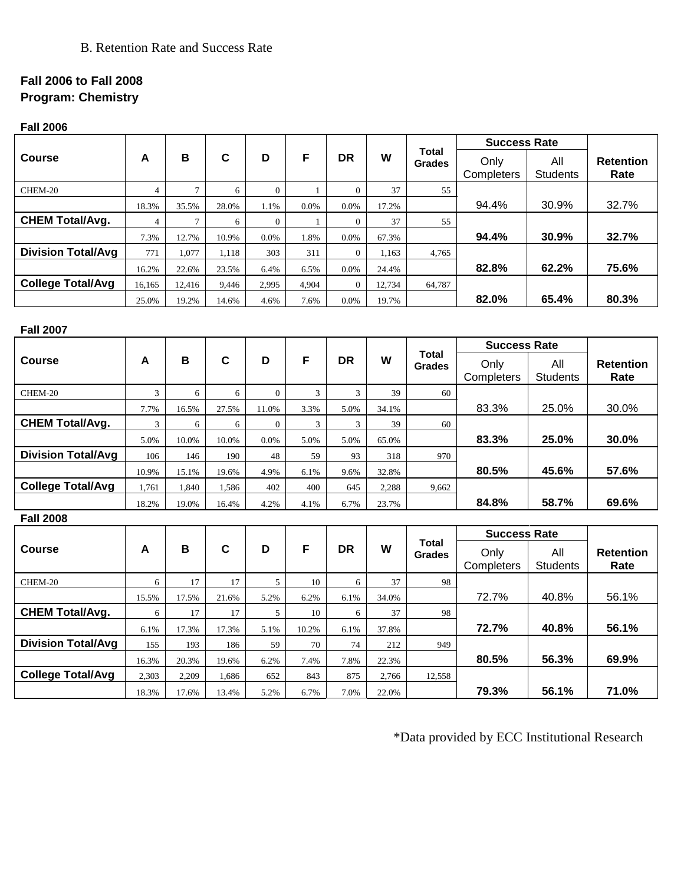B. Retention Rate and Success Rate

**Fall 2006 to Fall 2008**
**Program: Chemistry**

**Fall 2006**

| Course | A | B | C | D | F | DR | W | Total Grades | Success Rate | | Retention Rate |
|---|---|---|---|---|---|---|---|---|---|---|---|
| | | | | | | | | | Only Completers | All Students | |
| CHEM-20 | 4 | 7 | 6 | 0 | 1 | 0 | 37 | 55 | | | |
| | 18.3% | 35.5% | 28.0% | 1.1% | 0.0% | 0.0% | 17.2% | | 94.4% | 30.9% | 32.7% |
| **CHEM Total/Avg.** | 4 | 7 | 6 | 0 | 1 | 0 | 37 | 55 | | | |
| | 7.3% | 12.7% | 10.9% | 0.0% | 1.8% | 0.0% | 67.3% | | **94.4%** | **30.9%** | **32.7%** |
| **Division Total/Avg** | 771 | 1,077 | 1,118 | 303 | 311 | 0 | 1,163 | 4,765 | | | |
| | 16.2% | 22.6% | 23.5% | 6.4% | 6.5% | 0.0% | 24.4% | | **82.8%** | **62.2%** | **75.6%** |
| **College Total/Avg** | 16,165 | 12,416 | 9,446 | 2,995 | 4,904 | 0 | 12,734 | 64,787 | | | |
| | 25.0% | 19.2% | 14.6% | 4.6% | 7.6% | 0.0% | 19.7% | | **82.0%** | **65.4%** | **80.3%** |

**Fall 2007**

| Course | A | B | C | D | F | DR | W | Total Grades | Success Rate | | Retention Rate |
|---|---|---|---|---|---|---|---|---|---|---|---|
| | | | | | | | | | Only Completers | All Students | |
| CHEM-20 | 3 | 6 | 6 | 0 | 3 | 3 | 39 | 60 | | | |
| | 7.7% | 16.5% | 27.5% | 11.0% | 3.3% | 5.0% | 34.1% | | 83.3% | 25.0% | 30.0% |
| **CHEM Total/Avg.** | 3 | 6 | 6 | 0 | 3 | 3 | 39 | 60 | | | |
| | 5.0% | 10.0% | 10.0% | 0.0% | 5.0% | 5.0% | 65.0% | | **83.3%** | **25.0%** | **30.0%** |
| **Division Total/Avg** | 106 | 146 | 190 | 48 | 59 | 93 | 318 | 970 | | | |
| | 10.9% | 15.1% | 19.6% | 4.9% | 6.1% | 9.6% | 32.8% | | **80.5%** | **45.6%** | **57.6%** |
| **College Total/Avg** | 1,761 | 1,840 | 1,586 | 402 | 400 | 645 | 2,288 | 9,662 | | | |
| | 18.2% | 19.0% | 16.4% | 4.2% | 4.1% | 6.7% | 23.7% | | **84.8%** | **58.7%** | **69.6%** |

**Fall 2008**

| Course | A | B | C | D | F | DR | W | Total Grades | Success Rate | | Retention Rate |
|---|---|---|---|---|---|---|---|---|---|---|---|
| | | | | | | | | | Only Completers | All Students | |
| CHEM-20 | 6 | 17 | 17 | 5 | 10 | 6 | 37 | 98 | | | |
| | 15.5% | 17.5% | 21.6% | 5.2% | 6.2% | 6.1% | 34.0% | | 72.7% | 40.8% | 56.1% |
| **CHEM Total/Avg.** | 6 | 17 | 17 | 5 | 10 | 6 | 37 | 98 | | | |
| | 6.1% | 17.3% | 17.3% | 5.1% | 10.2% | 6.1% | 37.8% | | **72.7%** | **40.8%** | **56.1%** |
| **Division Total/Avg** | 155 | 193 | 186 | 59 | 70 | 74 | 212 | 949 | | | |
| | 16.3% | 20.3% | 19.6% | 6.2% | 7.4% | 7.8% | 22.3% | | **80.5%** | **56.3%** | **69.9%** |
| **College Total/Avg** | 2,303 | 2,209 | 1,686 | 652 | 843 | 875 | 2,766 | 12,558 | | | |
| | 18.3% | 17.6% | 13.4% | 5.2% | 6.7% | 7.0% | 22.0% | | **79.3%** | **56.1%** | **71.0%** |

*Data provided by ECC Institutional Research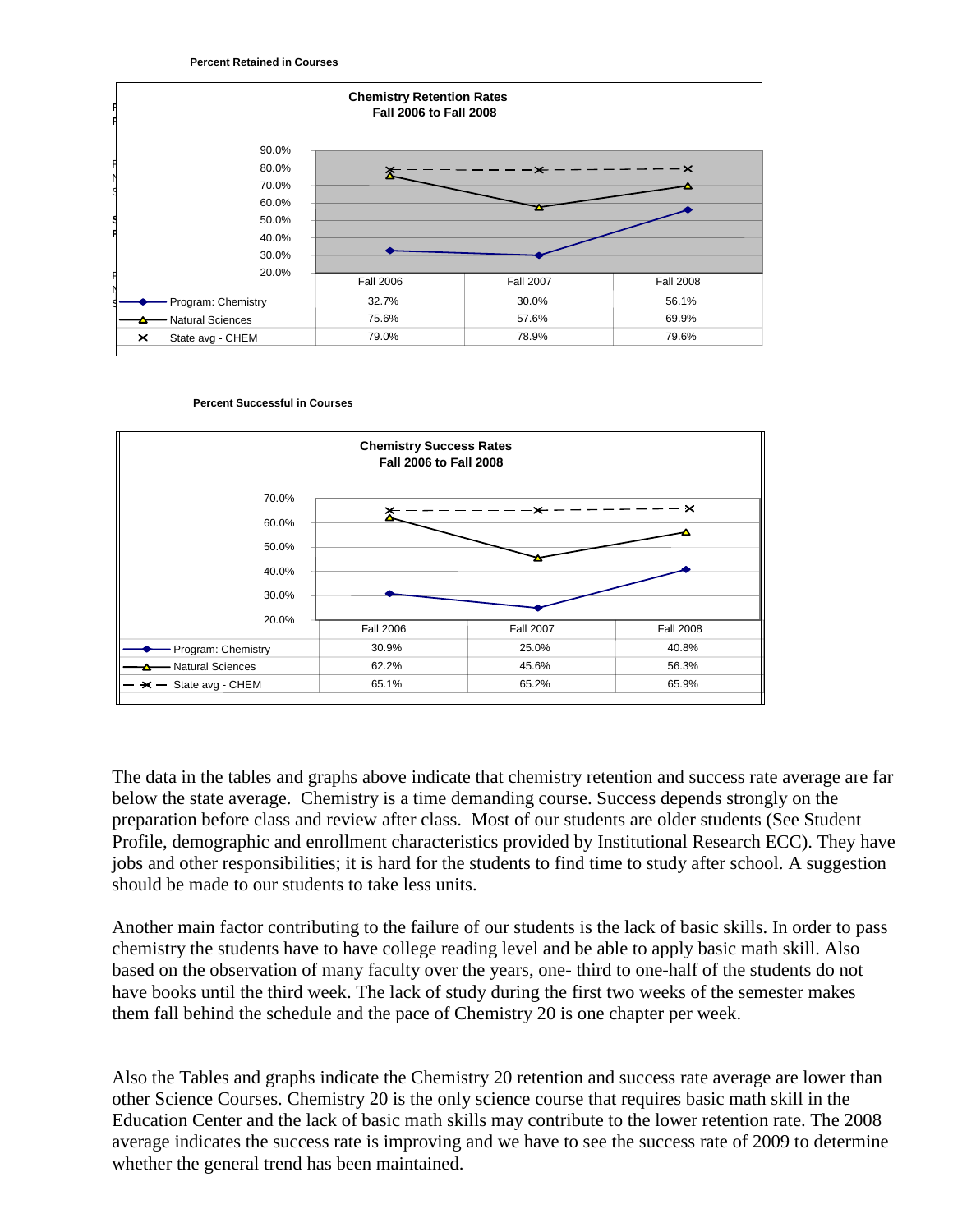**Percent Retained in Courses**

**Chemistry Retention Rates**
**Fall 2006 to Fall 2008**

| | Fall 2006 | Fall 2007 | Fall 2008 |
|---|---|---|---|
| Program: Chemistry | 32.7% | 30.0% | 56.1% |
| Natural Sciences | 75.6% | 57.6% | 69.9% |
| State avg - CHEM | 79.0% | 78.9% | 79.6% |

**Percent Successful in Courses**

**Chemistry Success Rates**
**Fall 2006 to Fall 2008**

| | Fall 2006 | Fall 2007 | Fall 2008 |
|---|---|---|---|
| Program: Chemistry | 30.9% | 25.0% | 40.8% |
| Natural Sciences | 62.2% | 45.6% | 56.3% |
| State avg - CHEM | 65.1% | 65.2% | 65.9% |

The data in the tables and graphs above indicate that chemistry retention and success rate average are far below the state average. Chemistry is a time demanding course. Success depends strongly on the preparation before class and review after class. Most of our students are older students (See Student Profile, demographic and enrollment characteristics provided by Institutional Research ECC). They have jobs and other responsibilities; it is hard for the students to find time to study after school. A suggestion should be made to our students to take less units.

Another main factor contributing to the failure of our students is the lack of basic skills. In order to pass chemistry the students have to have college reading level and be able to apply basic math skill. Also based on the observation of many faculty over the years, one- third to one-half of the students do not have books until the third week. The lack of study during the first two weeks of the semester makes them fall behind the schedule and the pace of Chemistry 20 is one chapter per week.

Also the Tables and graphs indicate the Chemistry 20 retention and success rate average are lower than other Science Courses. Chemistry 20 is the only science course that requires basic math skill in the Education Center and the lack of basic math skills may contribute to the lower retention rate. The 2008 average indicates the success rate is improving and we have to see the success rate of 2009 to determine whether the general trend has been maintained.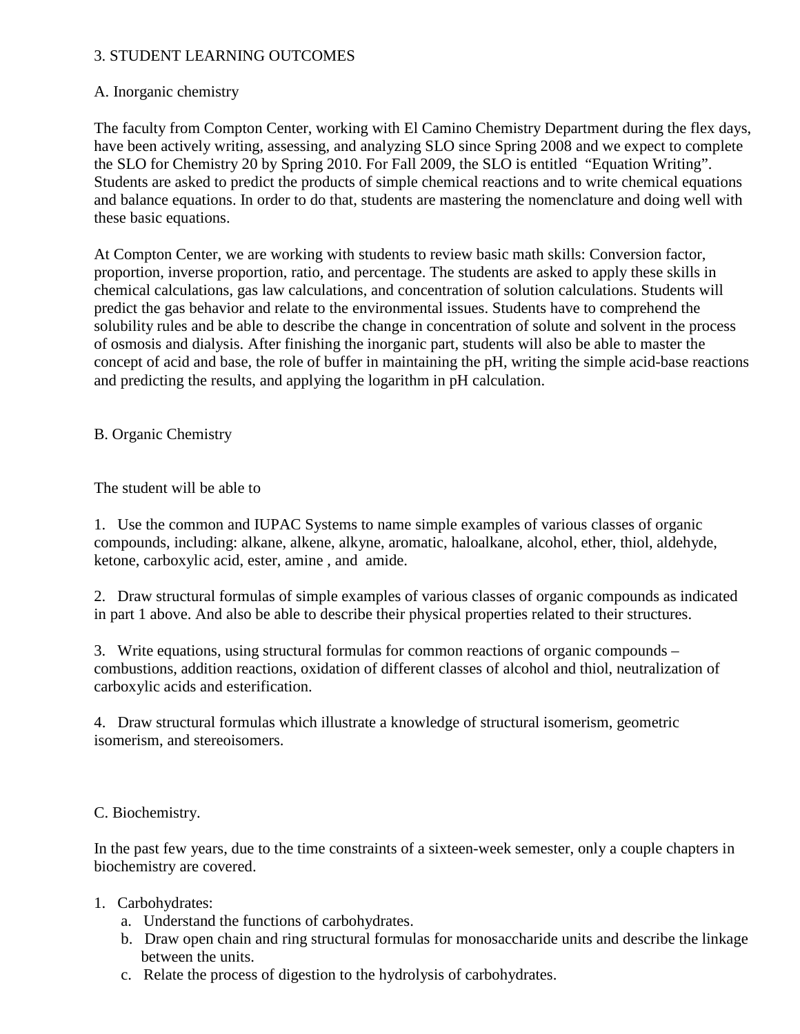## 3. STUDENT LEARNING OUTCOMES

### A. Inorganic chemistry

The faculty from Compton Center, working with El Camino Chemistry Department during the flex days, have been actively writing, assessing, and analyzing SLO since Spring 2008 and we expect to complete the SLO for Chemistry 20 by Spring 2010. For Fall 2009, the SLO is entitled "Equation Writing". Students are asked to predict the products of simple chemical reactions and to write chemical equations and balance equations. In order to do that, students are mastering the nomenclature and doing well with these basic equations.

At Compton Center, we are working with students to review basic math skills: Conversion factor, proportion, inverse proportion, ratio, and percentage. The students are asked to apply these skills in chemical calculations, gas law calculations, and concentration of solution calculations. Students will predict the gas behavior and relate to the environmental issues. Students have to comprehend the solubility rules and be able to describe the change in concentration of solute and solvent in the process of osmosis and dialysis. After finishing the inorganic part, students will also be able to master the concept of acid and base, the role of buffer in maintaining the pH, writing the simple acid-base reactions and predicting the results, and applying the logarithm in pH calculation.

### B. Organic Chemistry

The student will be able to

1. Use the common and IUPAC Systems to name simple examples of various classes of organic compounds, including: alkane, alkene, alkyne, aromatic, haloalkane, alcohol, ether, thiol, aldehyde, ketone, carboxylic acid, ester, amine , and amide.

2. Draw structural formulas of simple examples of various classes of organic compounds as indicated in part 1 above. And also be able to describe their physical properties related to their structures.

3. Write equations, using structural formulas for common reactions of organic compounds – combustions, addition reactions, oxidation of different classes of alcohol and thiol, neutralization of carboxylic acids and esterification.

4. Draw structural formulas which illustrate a knowledge of structural isomerism, geometric isomerism, and stereoisomers.

### C. Biochemistry.

In the past few years, due to the time constraints of a sixteen-week semester, only a couple chapters in biochemistry are covered.

1. Carbohydrates:
   a. Understand the functions of carbohydrates.
   b. Draw open chain and ring structural formulas for monosaccharide units and describe the linkage between the units.
   c. Relate the process of digestion to the hydrolysis of carbohydrates.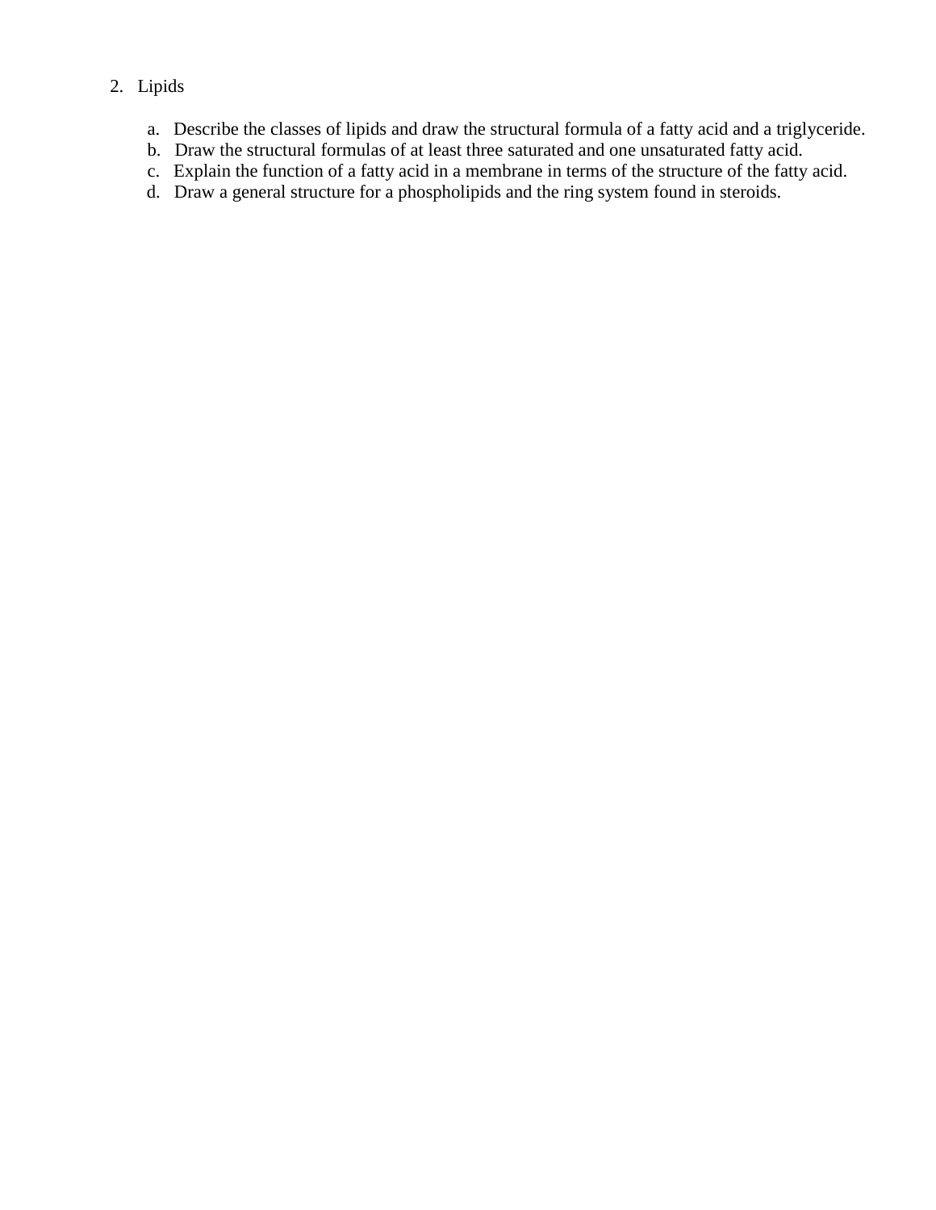2. Lipids

    a. Describe the classes of lipids and draw the structural formula of a fatty acid and a triglyceride.
    b. Draw the structural formulas of at least three saturated and one unsaturated fatty acid.
    c. Explain the function of a fatty acid in a membrane in terms of the structure of the fatty acid.
    d. Draw a general structure for a phospholipids and the ring system found in steroids.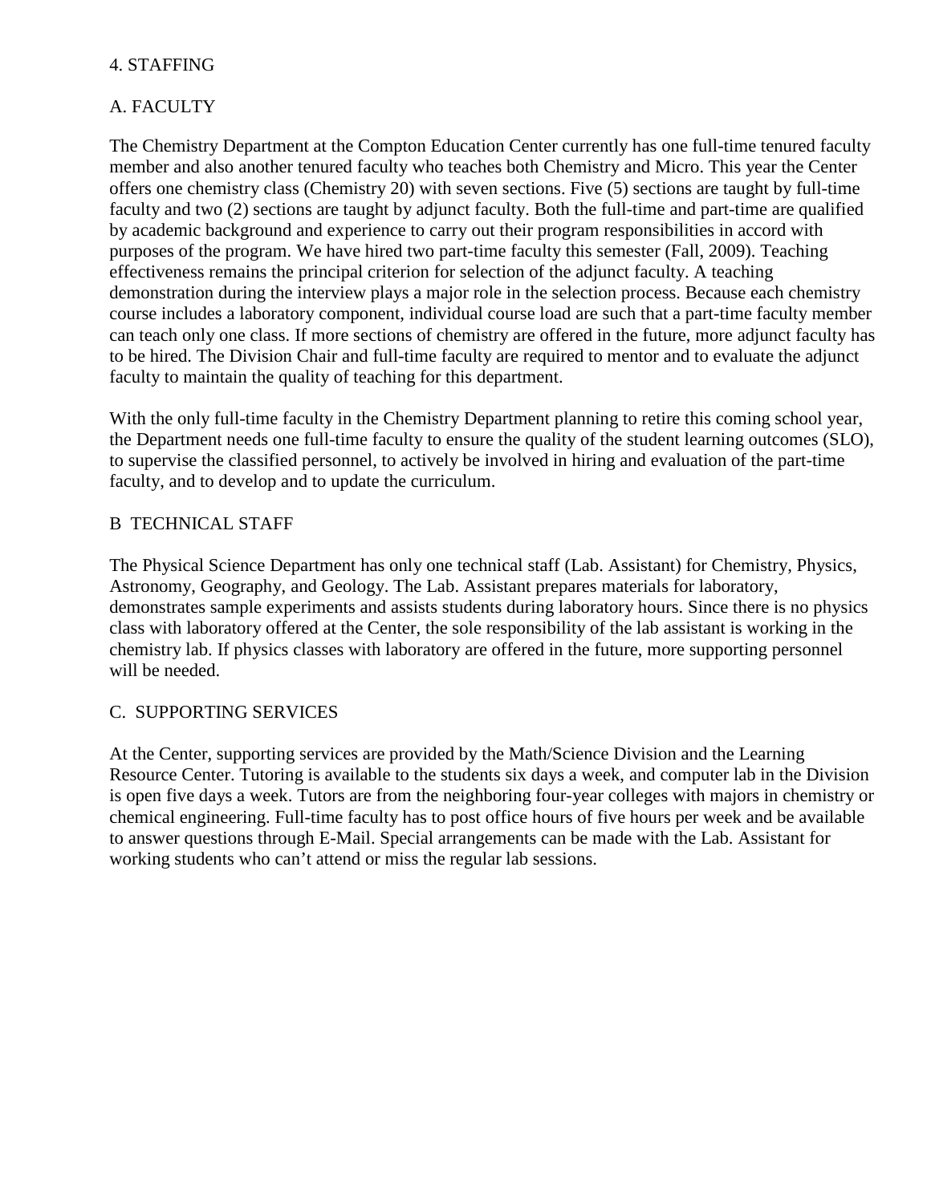## 4. STAFFING

### A. FACULTY

The Chemistry Department at the Compton Education Center currently has one full-time tenured faculty member and also another tenured faculty who teaches both Chemistry and Micro. This year the Center offers one chemistry class (Chemistry 20) with seven sections. Five (5) sections are taught by full-time faculty and two (2) sections are taught by adjunct faculty. Both the full-time and part-time are qualified by academic background and experience to carry out their program responsibilities in accord with purposes of the program. We have hired two part-time faculty this semester (Fall, 2009). Teaching effectiveness remains the principal criterion for selection of the adjunct faculty. A teaching demonstration during the interview plays a major role in the selection process. Because each chemistry course includes a laboratory component, individual course load are such that a part-time faculty member can teach only one class. If more sections of chemistry are offered in the future, more adjunct faculty has to be hired. The Division Chair and full-time faculty are required to mentor and to evaluate the adjunct faculty to maintain the quality of teaching for this department.

With the only full-time faculty in the Chemistry Department planning to retire this coming school year, the Department needs one full-time faculty to ensure the quality of the student learning outcomes (SLO), to supervise the classified personnel, to actively be involved in hiring and evaluation of the part-time faculty, and to develop and to update the curriculum.

### B TECHNICAL STAFF

The Physical Science Department has only one technical staff (Lab. Assistant) for Chemistry, Physics, Astronomy, Geography, and Geology. The Lab. Assistant prepares materials for laboratory, demonstrates sample experiments and assists students during laboratory hours. Since there is no physics class with laboratory offered at the Center, the sole responsibility of the lab assistant is working in the chemistry lab. If physics classes with laboratory are offered in the future, more supporting personnel will be needed.

### C. SUPPORTING SERVICES

At the Center, supporting services are provided by the Math/Science Division and the Learning Resource Center. Tutoring is available to the students six days a week, and computer lab in the Division is open five days a week. Tutors are from the neighboring four-year colleges with majors in chemistry or chemical engineering. Full-time faculty has to post office hours of five hours per week and be available to answer questions through E-Mail. Special arrangements can be made with the Lab. Assistant for working students who can't attend or miss the regular lab sessions.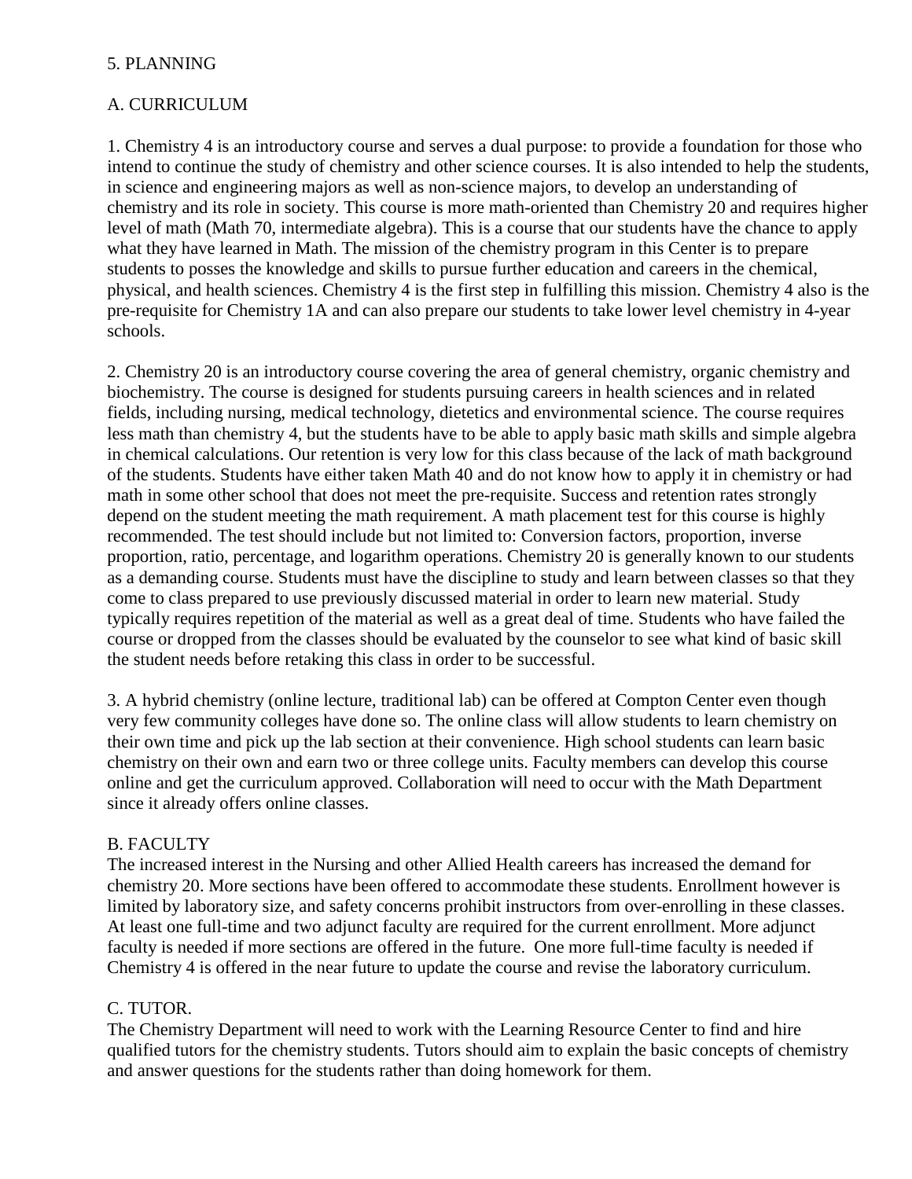## 5. PLANNING

### A. CURRICULUM

1. Chemistry 4 is an introductory course and serves a dual purpose: to provide a foundation for those who intend to continue the study of chemistry and other science courses. It is also intended to help the students, in science and engineering majors as well as non-science majors, to develop an understanding of chemistry and its role in society. This course is more math-oriented than Chemistry 20 and requires higher level of math (Math 70, intermediate algebra). This is a course that our students have the chance to apply what they have learned in Math. The mission of the chemistry program in this Center is to prepare students to posses the knowledge and skills to pursue further education and careers in the chemical, physical, and health sciences. Chemistry 4 is the first step in fulfilling this mission. Chemistry 4 also is the pre-requisite for Chemistry 1A and can also prepare our students to take lower level chemistry in 4-year schools.

2. Chemistry 20 is an introductory course covering the area of general chemistry, organic chemistry and biochemistry. The course is designed for students pursuing careers in health sciences and in related fields, including nursing, medical technology, dietetics and environmental science. The course requires less math than chemistry 4, but the students have to be able to apply basic math skills and simple algebra in chemical calculations. Our retention is very low for this class because of the lack of math background of the students. Students have either taken Math 40 and do not know how to apply it in chemistry or had math in some other school that does not meet the pre-requisite. Success and retention rates strongly depend on the student meeting the math requirement. A math placement test for this course is highly recommended. The test should include but not limited to: Conversion factors, proportion, inverse proportion, ratio, percentage, and logarithm operations. Chemistry 20 is generally known to our students as a demanding course. Students must have the discipline to study and learn between classes so that they come to class prepared to use previously discussed material in order to learn new material. Study typically requires repetition of the material as well as a great deal of time. Students who have failed the course or dropped from the classes should be evaluated by the counselor to see what kind of basic skill the student needs before retaking this class in order to be successful.

3. A hybrid chemistry (online lecture, traditional lab) can be offered at Compton Center even though very few community colleges have done so. The online class will allow students to learn chemistry on their own time and pick up the lab section at their convenience. High school students can learn basic chemistry on their own and earn two or three college units. Faculty members can develop this course online and get the curriculum approved. Collaboration will need to occur with the Math Department since it already offers online classes.

### B. FACULTY

The increased interest in the Nursing and other Allied Health careers has increased the demand for chemistry 20. More sections have been offered to accommodate these students. Enrollment however is limited by laboratory size, and safety concerns prohibit instructors from over-enrolling in these classes. At least one full-time and two adjunct faculty are required for the current enrollment. More adjunct faculty is needed if more sections are offered in the future. One more full-time faculty is needed if Chemistry 4 is offered in the near future to update the course and revise the laboratory curriculum.

### C. TUTOR.

The Chemistry Department will need to work with the Learning Resource Center to find and hire qualified tutors for the chemistry students. Tutors should aim to explain the basic concepts of chemistry and answer questions for the students rather than doing homework for them.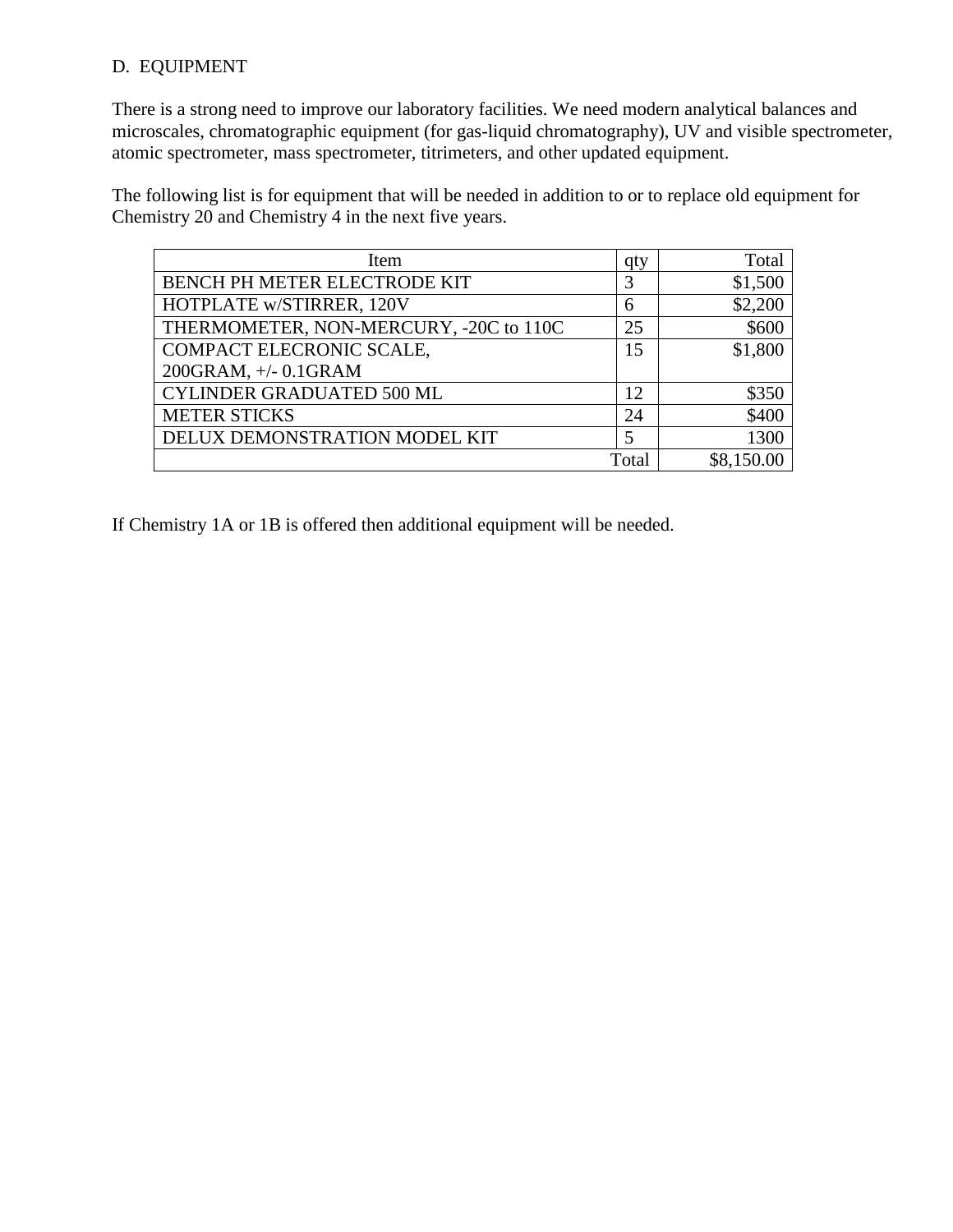D. EQUIPMENT

There is a strong need to improve our laboratory facilities. We need modern analytical balances and microscales, chromatographic equipment (for gas-liquid chromatography), UV and visible spectrometer, atomic spectrometer, mass spectrometer, titrimeters, and other updated equipment.

The following list is for equipment that will be needed in addition to or to replace old equipment for Chemistry 20 and Chemistry 4 in the next five years.

| Item | qty | Total |
|---|---|---:|
| BENCH PH METER ELECTRODE KIT | 3 | $1,500 |
| HOTPLATE w/STIRRER, 120V | 6 | $2,200 |
| THERMOMETER, NON-MERCURY, -20C to 110C | 25 | $600 |
| COMPACT ELECRONIC SCALE, 200GRAM, +/- 0.1GRAM | 15 | $1,800 |
| CYLINDER GRADUATED 500 ML | 12 | $350 |
| METER STICKS | 24 | $400 |
| DELUX DEMONSTRATION MODEL KIT | 5 | 1300 |
| | Total | $8,150.00 |

If Chemistry 1A or 1B is offered then additional equipment will be needed.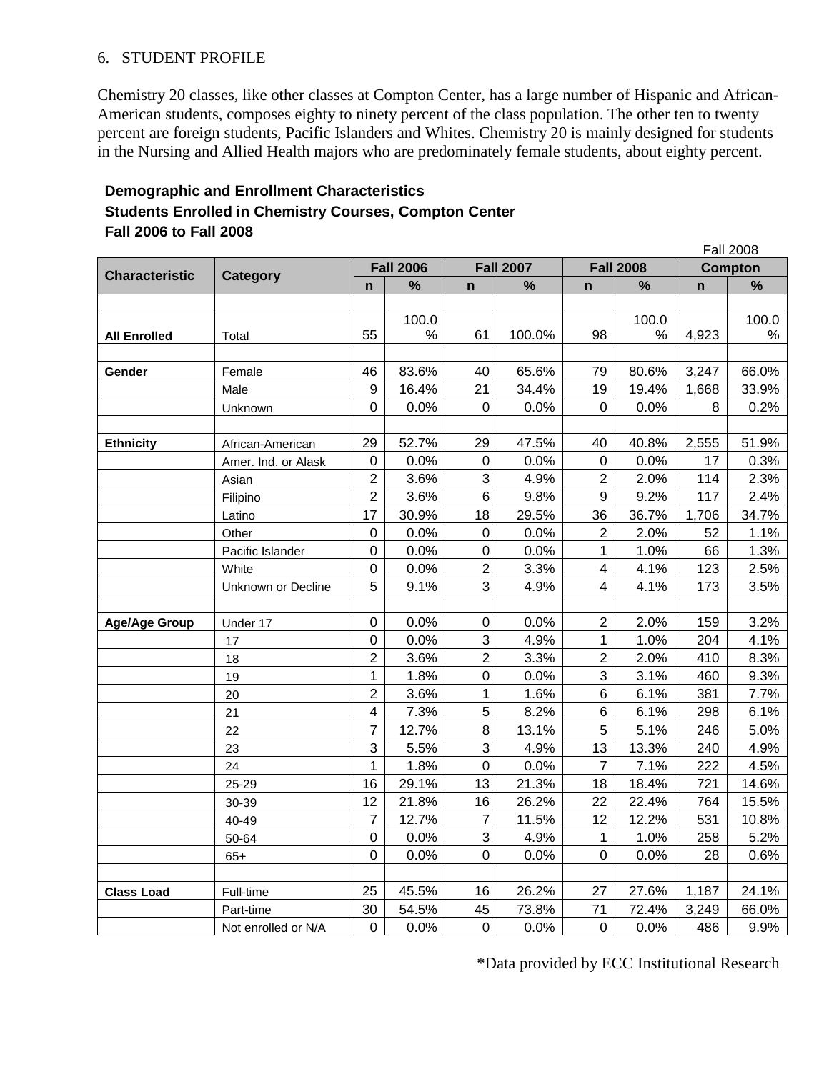6. STUDENT PROFILE

Chemistry 20 classes, like other classes at Compton Center, has a large number of Hispanic and African-American students, composes eighty to ninety percent of the class population. The other ten to twenty percent are foreign students, Pacific Islanders and Whites. Chemistry 20 is mainly designed for students in the Nursing and Allied Health majors who are predominately female students, about eighty percent.

**Demographic and Enrollment Characteristics**
**Students Enrolled in Chemistry Courses, Compton Center**
**Fall 2006 to Fall 2008**

| Characteristic | Category | Fall 2006 | | Fall 2007 | | Fall 2008 | | Fall 2008 Compton | |
|---|---|---|---|---|---|---|---|---|---|
| | | n | % | n | % | n | % | n | % |
| **All Enrolled** | Total | 55 | 100.0% | 61 | 100.0% | 98 | 100.0% | 4,923 | 100.0% |
| **Gender** | Female | 46 | 83.6% | 40 | 65.6% | 79 | 80.6% | 3,247 | 66.0% |
| | Male | 9 | 16.4% | 21 | 34.4% | 19 | 19.4% | 1,668 | 33.9% |
| | Unknown | 0 | 0.0% | 0 | 0.0% | 0 | 0.0% | 8 | 0.2% |
| **Ethnicity** | African-American | 29 | 52.7% | 29 | 47.5% | 40 | 40.8% | 2,555 | 51.9% |
| | Amer. Ind. or Alask | 0 | 0.0% | 0 | 0.0% | 0 | 0.0% | 17 | 0.3% |
| | Asian | 2 | 3.6% | 3 | 4.9% | 2 | 2.0% | 114 | 2.3% |
| | Filipino | 2 | 3.6% | 6 | 9.8% | 9 | 9.2% | 117 | 2.4% |
| | Latino | 17 | 30.9% | 18 | 29.5% | 36 | 36.7% | 1,706 | 34.7% |
| | Other | 0 | 0.0% | 0 | 0.0% | 2 | 2.0% | 52 | 1.1% |
| | Pacific Islander | 0 | 0.0% | 0 | 0.0% | 1 | 1.0% | 66 | 1.3% |
| | White | 0 | 0.0% | 2 | 3.3% | 4 | 4.1% | 123 | 2.5% |
| | Unknown or Decline | 5 | 9.1% | 3 | 4.9% | 4 | 4.1% | 173 | 3.5% |
| **Age/Age Group** | Under 17 | 0 | 0.0% | 0 | 0.0% | 2 | 2.0% | 159 | 3.2% |
| | 17 | 0 | 0.0% | 3 | 4.9% | 1 | 1.0% | 204 | 4.1% |
| | 18 | 2 | 3.6% | 2 | 3.3% | 2 | 2.0% | 410 | 8.3% |
| | 19 | 1 | 1.8% | 0 | 0.0% | 3 | 3.1% | 460 | 9.3% |
| | 20 | 2 | 3.6% | 1 | 1.6% | 6 | 6.1% | 381 | 7.7% |
| | 21 | 4 | 7.3% | 5 | 8.2% | 6 | 6.1% | 298 | 6.1% |
| | 22 | 7 | 12.7% | 8 | 13.1% | 5 | 5.1% | 246 | 5.0% |
| | 23 | 3 | 5.5% | 3 | 4.9% | 13 | 13.3% | 240 | 4.9% |
| | 24 | 1 | 1.8% | 0 | 0.0% | 7 | 7.1% | 222 | 4.5% |
| | 25-29 | 16 | 29.1% | 13 | 21.3% | 18 | 18.4% | 721 | 14.6% |
| | 30-39 | 12 | 21.8% | 16 | 26.2% | 22 | 22.4% | 764 | 15.5% |
| | 40-49 | 7 | 12.7% | 7 | 11.5% | 12 | 12.2% | 531 | 10.8% |
| | 50-64 | 0 | 0.0% | 3 | 4.9% | 1 | 1.0% | 258 | 5.2% |
| | 65+ | 0 | 0.0% | 0 | 0.0% | 0 | 0.0% | 28 | 0.6% |
| **Class Load** | Full-time | 25 | 45.5% | 16 | 26.2% | 27 | 27.6% | 1,187 | 24.1% |
| | Part-time | 30 | 54.5% | 45 | 73.8% | 71 | 72.4% | 3,249 | 66.0% |
| | Not enrolled or N/A | 0 | 0.0% | 0 | 0.0% | 0 | 0.0% | 486 | 9.9% |

*Data provided by ECC Institutional Research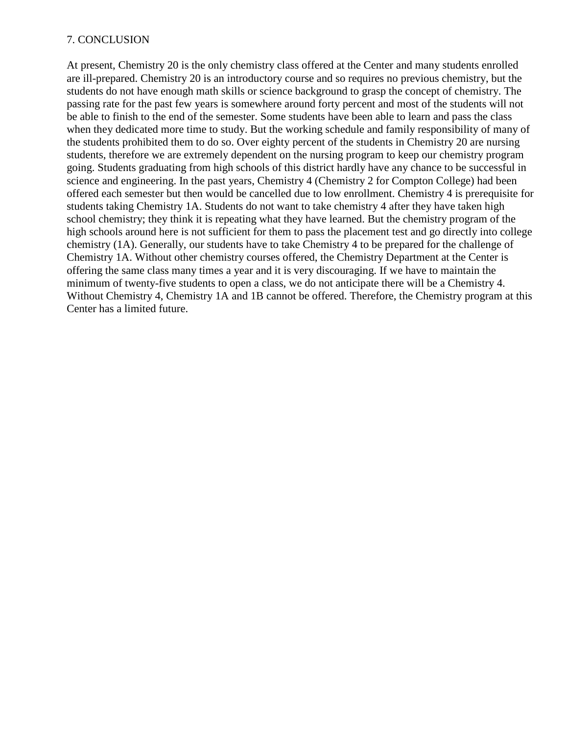## 7. CONCLUSION

At present, Chemistry 20 is the only chemistry class offered at the Center and many students enrolled are ill-prepared. Chemistry 20 is an introductory course and so requires no previous chemistry, but the students do not have enough math skills or science background to grasp the concept of chemistry. The passing rate for the past few years is somewhere around forty percent and most of the students will not be able to finish to the end of the semester. Some students have been able to learn and pass the class when they dedicated more time to study. But the working schedule and family responsibility of many of the students prohibited them to do so. Over eighty percent of the students in Chemistry 20 are nursing students, therefore we are extremely dependent on the nursing program to keep our chemistry program going. Students graduating from high schools of this district hardly have any chance to be successful in science and engineering. In the past years, Chemistry 4 (Chemistry 2 for Compton College) had been offered each semester but then would be cancelled due to low enrollment. Chemistry 4 is prerequisite for students taking Chemistry 1A. Students do not want to take chemistry 4 after they have taken high school chemistry; they think it is repeating what they have learned. But the chemistry program of the high schools around here is not sufficient for them to pass the placement test and go directly into college chemistry (1A). Generally, our students have to take Chemistry 4 to be prepared for the challenge of Chemistry 1A. Without other chemistry courses offered, the Chemistry Department at the Center is offering the same class many times a year and it is very discouraging. If we have to maintain the minimum of twenty-five students to open a class, we do not anticipate there will be a Chemistry 4. Without Chemistry 4, Chemistry 1A and 1B cannot be offered. Therefore, the Chemistry program at this Center has a limited future.